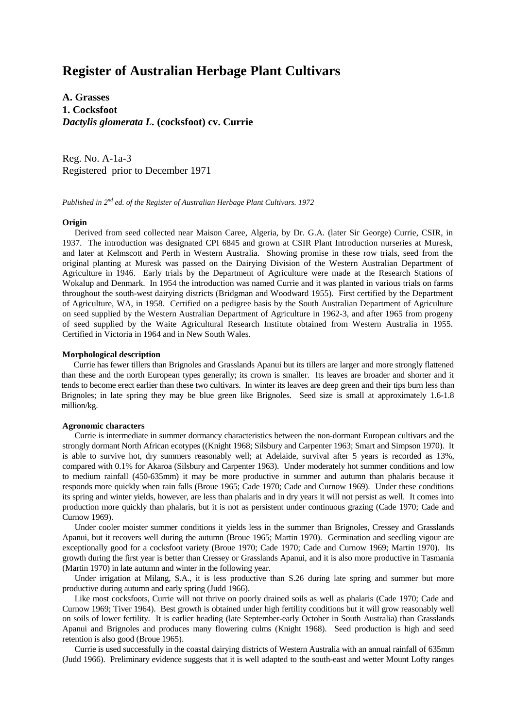# Register of Australian Herbage Plant Cultivars

**A. Grasses**
**1. Cocksfoot**
***Dactylis glomerata L.* (cocksfoot) cv. Currie**

Reg. No. A-1a-3
Registered prior to December 1971

*Published in 2nd ed. of the Register of Australian Herbage Plant Cultivars. 1972*

#### Origin

Derived from seed collected near Maison Caree, Algeria, by Dr. G.A. (later Sir George) Currie, CSIR, in 1937. The introduction was designated CPI 6845 and grown at CSIR Plant Introduction nurseries at Muresk, and later at Kelmscott and Perth in Western Australia. Showing promise in these row trials, seed from the original planting at Muresk was passed on the Dairying Division of the Western Australian Department of Agriculture in 1946. Early trials by the Department of Agriculture were made at the Research Stations of Wokalup and Denmark. In 1954 the introduction was named Currie and it was planted in various trials on farms throughout the south-west dairying districts (Bridgman and Woodward 1955). First certified by the Department of Agriculture, WA, in 1958. Certified on a pedigree basis by the South Australian Department of Agriculture on seed supplied by the Western Australian Department of Agriculture in 1962-3, and after 1965 from progeny of seed supplied by the Waite Agricultural Research Institute obtained from Western Australia in 1955. Certified in Victoria in 1964 and in New South Wales.

#### Morphological description

Currie has fewer tillers than Brignoles and Grasslands Apanui but its tillers are larger and more strongly flattened than these and the north European types generally; its crown is smaller. Its leaves are broader and shorter and it tends to become erect earlier than these two cultivars. In winter its leaves are deep green and their tips burn less than Brignoles; in late spring they may be blue green like Brignoles. Seed size is small at approximately 1.6-1.8 million/kg.

#### Agronomic characters

Currie is intermediate in summer dormancy characteristics between the non-dormant European cultivars and the strongly dormant North African ecotypes ((Knight 1968; Silsbury and Carpenter 1963; Smart and Simpson 1970). It is able to survive hot, dry summers reasonably well; at Adelaide, survival after 5 years is recorded as 13%, compared with 0.1% for Akaroa (Silsbury and Carpenter 1963). Under moderately hot summer conditions and low to medium rainfall (450-635mm) it may be more productive in summer and autumn than phalaris because it responds more quickly when rain falls (Broue 1965; Cade 1970; Cade and Curnow 1969). Under these conditions its spring and winter yields, however, are less than phalaris and in dry years it will not persist as well. It comes into production more quickly than phalaris, but it is not as persistent under continuous grazing (Cade 1970; Cade and Curnow 1969).

Under cooler moister summer conditions it yields less in the summer than Brignoles, Cressey and Grasslands Apanui, but it recovers well during the autumn (Broue 1965; Martin 1970). Germination and seedling vigour are exceptionally good for a cocksfoot variety (Broue 1970; Cade 1970; Cade and Curnow 1969; Martin 1970). Its growth during the first year is better than Cressey or Grasslands Apanui, and it is also more productive in Tasmania (Martin 1970) in late autumn and winter in the following year.

Under irrigation at Milang, S.A., it is less productive than S.26 during late spring and summer but more productive during autumn and early spring (Judd 1966).

Like most cocksfoots, Currie will not thrive on poorly drained soils as well as phalaris (Cade 1970; Cade and Curnow 1969; Tiver 1964). Best growth is obtained under high fertility conditions but it will grow reasonably well on soils of lower fertility. It is earlier heading (late September-early October in South Australia) than Grasslands Apanui and Brignoles and produces many flowering culms (Knight 1968). Seed production is high and seed retention is also good (Broue 1965).

Currie is used successfully in the coastal dairying districts of Western Australia with an annual rainfall of 635mm (Judd 1966). Preliminary evidence suggests that it is well adapted to the south-east and wetter Mount Lofty ranges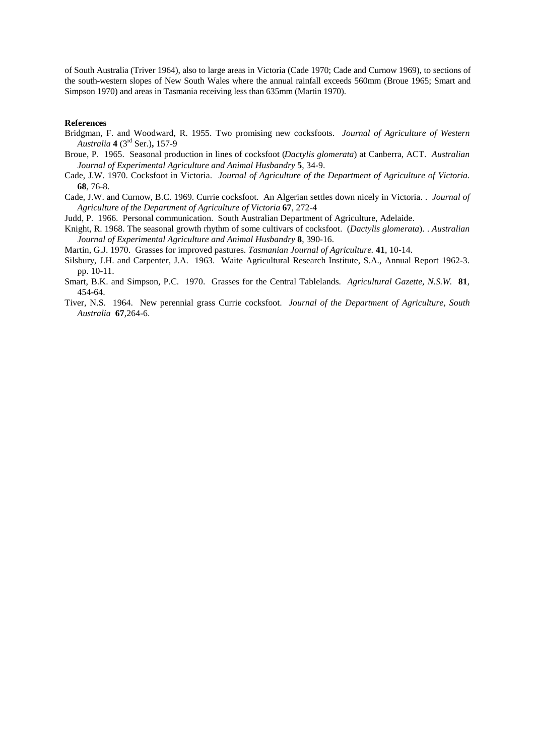of South Australia (Triver 1964), also to large areas in Victoria (Cade 1970; Cade and Curnow 1969), to sections of the south-western slopes of New South Wales where the annual rainfall exceeds 560mm (Broue 1965; Smart and Simpson 1970) and areas in Tasmania receiving less than 635mm (Martin 1970).

**References**

Bridgman, F. and Woodward, R. 1955. Two promising new cocksfoots. *Journal of Agriculture of Western Australia* **4** (3rd Ser.)**,** 157-9

Broue, P. 1965. Seasonal production in lines of cocksfoot (*Dactylis glomerata*) at Canberra, ACT. *Australian Journal of Experimental Agriculture and Animal Husbandry* **5**, 34-9.

Cade, J.W. 1970. Cocksfoot in Victoria. *Journal of Agriculture of the Department of Agriculture of Victoria.* **68**, 76-8.

Cade, J.W. and Curnow, B.C. 1969. Currie cocksfoot. An Algerian settles down nicely in Victoria. . *Journal of Agriculture of the Department of Agriculture of Victoria* **67**, 272-4

Judd, P. 1966. Personal communication. South Australian Department of Agriculture, Adelaide.

Knight, R. 1968. The seasonal growth rhythm of some cultivars of cocksfoot. (*Dactylis glomerata*). . *Australian Journal of Experimental Agriculture and Animal Husbandry* **8**, 390-16.

Martin, G.J. 1970. Grasses for improved pastures. *Tasmanian Journal of Agriculture.* **41**, 10-14.

Silsbury, J.H. and Carpenter, J.A. 1963. Waite Agricultural Research Institute, S.A., Annual Report 1962-3. pp. 10-11.

Smart, B.K. and Simpson, P.C. 1970. Grasses for the Central Tablelands. *Agricultural Gazette, N.S.W.* **81**, 454-64.

Tiver, N.S. 1964. New perennial grass Currie cocksfoot. *Journal of the Department of Agriculture, South Australia* **67**,264-6.